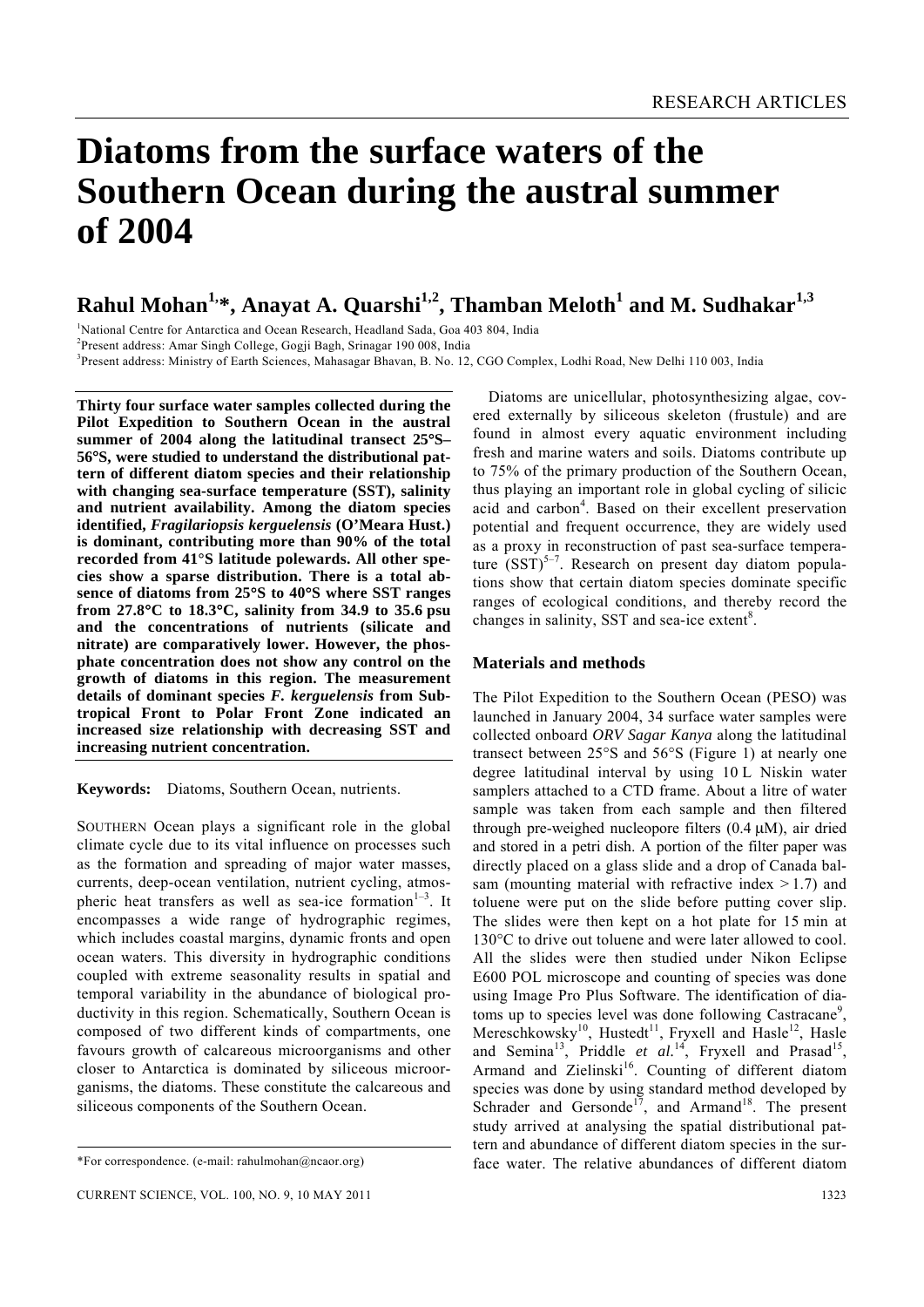# Diatoms from the surface waters of the Southern Ocean during the austral summer of 2004

## Rahul Mohan[1,*], Anayat A. Quarshi[1,2], Thamban Meloth[1] and M. Sudhakar[1,3]

[1]National Centre for Antarctica and Ocean Research, Headland Sada, Goa 403 804, India
[2]Present address: Amar Singh College, Gogji Bagh, Srinagar 190 008, India
[3]Present address: Ministry of Earth Sciences, Mahasagar Bhavan, B. No. 12, CGO Complex, Lodhi Road, New Delhi 110 003, India

**Thirty four surface water samples collected during the Pilot Expedition to Southern Ocean in the austral summer of 2004 along the latitudinal transect 25°S–56°S, were studied to understand the distributional pattern of different diatom species and their relationship with changing sea-surface temperature (SST), salinity and nutrient availability. Among the diatom species identified, *Fragilariopsis kerguelensis* (O'Meara Hust.) is dominant, contributing more than 90% of the total recorded from 41°S latitude polewards. All other species show a sparse distribution. There is a total absence of diatoms from 25°S to 40°S where SST ranges from 27.8°C to 18.3°C, salinity from 34.9 to 35.6 psu and the concentrations of nutrients (silicate and nitrate) are comparatively lower. However, the phosphate concentration does not show any control on the growth of diatoms in this region. The measurement details of dominant species *F. kerguelensis* from Subtropical Front to Polar Front Zone indicated an increased size relationship with decreasing SST and increasing nutrient concentration.**

**Keywords:** Diatoms, Southern Ocean, nutrients.

SOUTHERN Ocean plays a significant role in the global climate cycle due to its vital influence on processes such as the formation and spreading of major water masses, currents, deep-ocean ventilation, nutrient cycling, atmospheric heat transfers as well as sea-ice formation[1–3]. It encompasses a wide range of hydrographic regimes, which includes coastal margins, dynamic fronts and open ocean waters. This diversity in hydrographic conditions coupled with extreme seasonality results in spatial and temporal variability in the abundance of biological productivity in this region. Schematically, Southern Ocean is composed of two different kinds of compartments, one favours growth of calcareous microorganisms and other closer to Antarctica is dominated by siliceous microorganisms, the diatoms. These constitute the calcareous and siliceous components of the Southern Ocean.

Diatoms are unicellular, photosynthesizing algae, covered externally by siliceous skeleton (frustule) and are found in almost every aquatic environment including fresh and marine waters and soils. Diatoms contribute up to 75% of the primary production of the Southern Ocean, thus playing an important role in global cycling of silicic acid and carbon[4]. Based on their excellent preservation potential and frequent occurrence, they are widely used as a proxy in reconstruction of past sea-surface temperature (SST)[5–7]. Research on present day diatom populations show that certain diatom species dominate specific ranges of ecological conditions, and thereby record the changes in salinity, SST and sea-ice extent[8].

## Materials and methods

The Pilot Expedition to the Southern Ocean (PESO) was launched in January 2004, 34 surface water samples were collected onboard *ORV Sagar Kanya* along the latitudinal transect between 25°S and 56°S (Figure 1) at nearly one degree latitudinal interval by using 10 L Niskin water samplers attached to a CTD frame. About a litre of water sample was taken from each sample and then filtered through pre-weighed nucleopore filters (0.4 μM), air dried and stored in a petri dish. A portion of the filter paper was directly placed on a glass slide and a drop of Canada balsam (mounting material with refractive index > 1.7) and toluene were put on the slide before putting cover slip. The slides were then kept on a hot plate for 15 min at 130°C to drive out toluene and were later allowed to cool. All the slides were then studied under Nikon Eclipse E600 POL microscope and counting of species was done using Image Pro Plus Software. The identification of diatoms up to species level was done following Castracane[9], Mereschkowsky[10], Hustedt[11], Fryxell and Hasle[12], Hasle and Semina[13], Priddle *et al.*[14], Fryxell and Prasad[15], Armand and Zielinski[16]. Counting of different diatom species was done by using standard method developed by Schrader and Gersonde[17], and Armand[18]. The present study arrived at analysing the spatial distributional pattern and abundance of different diatom species in the surface water. The relative abundances of different diatom

*For correspondence. (e-mail: rahulmohan@ncaor.org)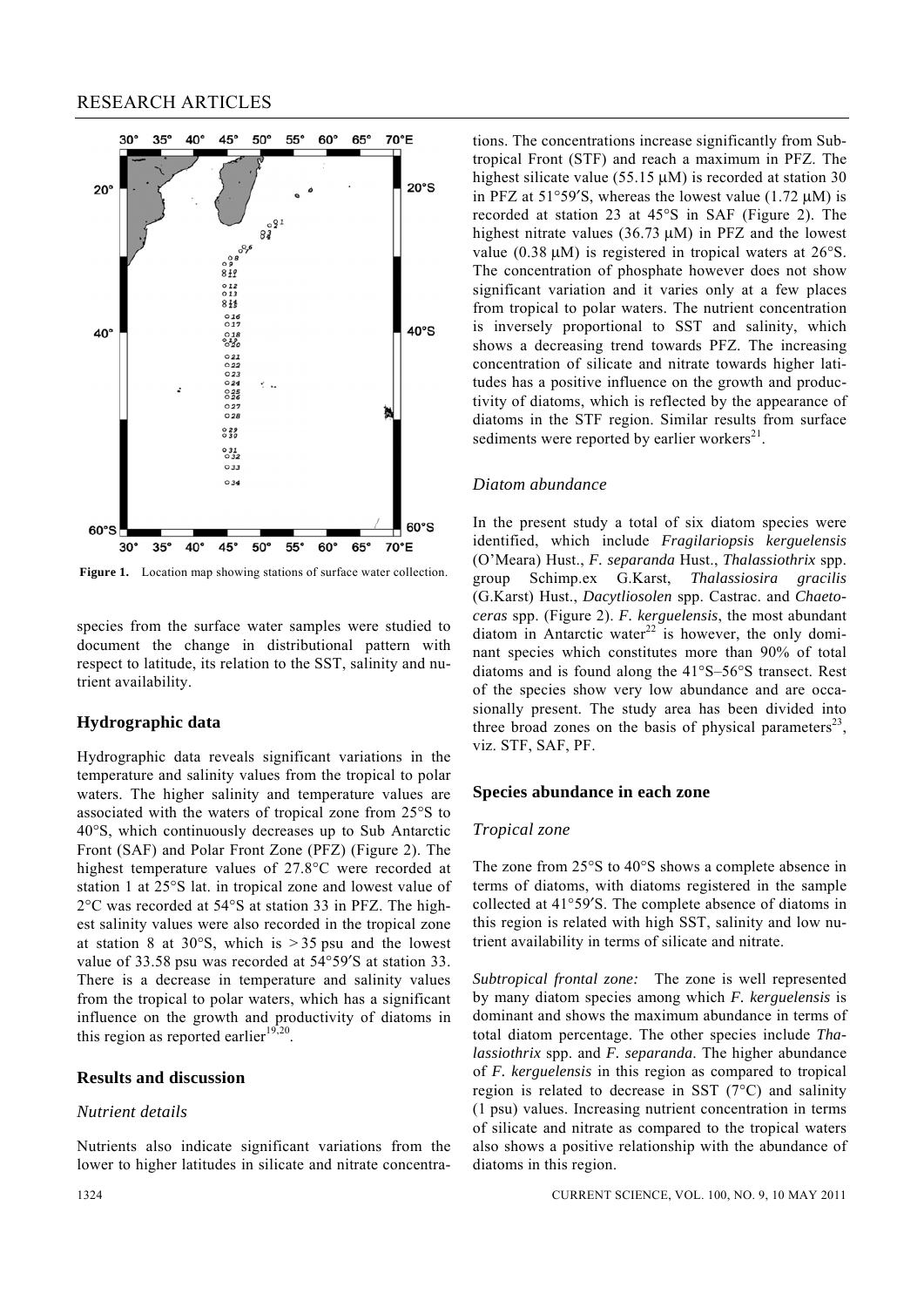Figure 1. Location map showing stations of surface water collection.

species from the surface water samples were studied to document the change in distributional pattern with respect to latitude, its relation to the SST, salinity and nutrient availability.

## Hydrographic data

Hydrographic data reveals significant variations in the temperature and salinity values from the tropical to polar waters. The higher salinity and temperature values are associated with the waters of tropical zone from 25°S to 40°S, which continuously decreases up to Sub Antarctic Front (SAF) and Polar Front Zone (PFZ) (Figure 2). The highest temperature values of 27.8°C were recorded at station 1 at 25°S lat. in tropical zone and lowest value of 2°C was recorded at 54°S at station 33 in PFZ. The highest salinity values were also recorded in the tropical zone at station 8 at 30°S, which is > 35 psu and the lowest value of 33.58 psu was recorded at 54°59′S at station 33. There is a decrease in temperature and salinity values from the tropical to polar waters, which has a significant influence on the growth and productivity of diatoms in this region as reported earlier[19,20].

## Results and discussion

### *Nutrient details*

Nutrients also indicate significant variations from the lower to higher latitudes in silicate and nitrate concentrations. The concentrations increase significantly from Subtropical Front (STF) and reach a maximum in PFZ. The highest silicate value (55.15 μM) is recorded at station 30 in PFZ at 51°59′S, whereas the lowest value (1.72 μM) is recorded at station 23 at 45°S in SAF (Figure 2). The highest nitrate values (36.73 μM) in PFZ and the lowest value (0.38 μM) is registered in tropical waters at 26°S. The concentration of phosphate however does not show significant variation and it varies only at a few places from tropical to polar waters. The nutrient concentration is inversely proportional to SST and salinity, which shows a decreasing trend towards PFZ. The increasing concentration of silicate and nitrate towards higher latitudes has a positive influence on the growth and productivity of diatoms, which is reflected by the appearance of diatoms in the STF region. Similar results from surface sediments were reported by earlier workers[21].

### *Diatom abundance*

In the present study a total of six diatom species were identified, which include *Fragilariopsis kerguelensis* (O'Meara) Hust., *F. separanda* Hust., *Thalassiothrix* spp. group Schimp.ex G.Karst, *Thalassiosira gracilis* (G.Karst) Hust., *Dacytliosolen* spp. Castrac. and *Chaetoceras* spp. (Figure 2). *F. kerguelensis*, the most abundant diatom in Antarctic water[22] is however, the only dominant species which constitutes more than 90% of total diatoms and is found along the 41°S–56°S transect. Rest of the species show very low abundance and are occasionally present. The study area has been divided into three broad zones on the basis of physical parameters[23], viz. STF, SAF, PF.

## Species abundance in each zone

### *Tropical zone*

The zone from 25°S to 40°S shows a complete absence in terms of diatoms, with diatoms registered in the sample collected at 41°59′S. The complete absence of diatoms in this region is related with high SST, salinity and low nutrient availability in terms of silicate and nitrate.

*Subtropical frontal zone:* The zone is well represented by many diatom species among which *F. kerguelensis* is dominant and shows the maximum abundance in terms of total diatom percentage. The other species include *Thalassiothrix* spp. and *F. separanda*. The higher abundance of *F. kerguelensis* in this region as compared to tropical region is related to decrease in SST (7°C) and salinity (1 psu) values. Increasing nutrient concentration in terms of silicate and nitrate as compared to the tropical waters also shows a positive relationship with the abundance of diatoms in this region.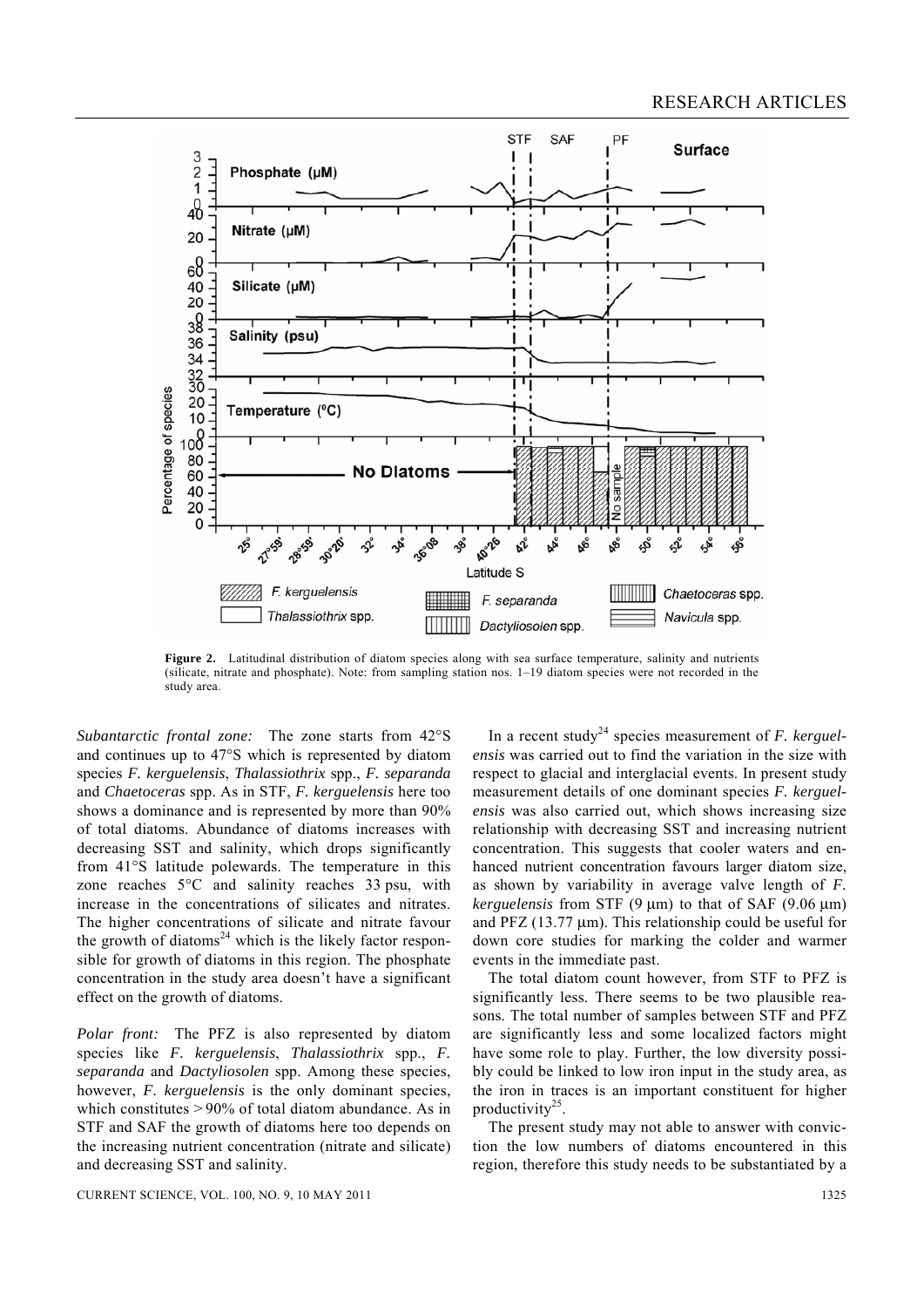**Figure 2.** Latitudinal distribution of diatom species along with sea surface temperature, salinity and nutrients (silicate, nitrate and phosphate). Note: from sampling station nos. 1–19 diatom species were not recorded in the study area.

*Subantarctic frontal zone:* The zone starts from 42°S and continues up to 47°S which is represented by diatom species *F. kerguelensis*, *Thalassiothrix* spp., *F. separanda* and *Chaetoceras* spp. As in STF, *F. kerguelensis* here too shows a dominance and is represented by more than 90% of total diatoms. Abundance of diatoms increases with decreasing SST and salinity, which drops significantly from 41°S latitude polewards. The temperature in this zone reaches 5°C and salinity reaches 33 psu, with increase in the concentrations of silicates and nitrates. The higher concentrations of silicate and nitrate favour the growth of diatoms[24] which is the likely factor responsible for growth of diatoms in this region. The phosphate concentration in the study area doesn't have a significant effect on the growth of diatoms.

*Polar front:* The PFZ is also represented by diatom species like *F. kerguelensis*, *Thalassiothrix* spp., *F. separanda* and *Dactyliosolen* spp. Among these species, however, *F. kerguelensis* is the only dominant species, which constitutes > 90% of total diatom abundance. As in STF and SAF the growth of diatoms here too depends on the increasing nutrient concentration (nitrate and silicate) and decreasing SST and salinity.

In a recent study[24] species measurement of *F. kerguelensis* was carried out to find the variation in the size with respect to glacial and interglacial events. In present study measurement details of one dominant species *F. kerguelensis* was also carried out, which shows increasing size relationship with decreasing SST and increasing nutrient concentration. This suggests that cooler waters and enhanced nutrient concentration favours larger diatom size, as shown by variability in average valve length of *F. kerguelensis* from STF (9 μm) to that of SAF (9.06 μm) and PFZ (13.77 μm). This relationship could be useful for down core studies for marking the colder and warmer events in the immediate past.

The total diatom count however, from STF to PFZ is significantly less. There seems to be two plausible reasons. The total number of samples between STF and PFZ are significantly less and some localized factors might have some role to play. Further, the low diversity possibly could be linked to low iron input in the study area, as the iron in traces is an important constituent for higher productivity[25].

The present study may not able to answer with conviction the low numbers of diatoms encountered in this region, therefore this study needs to be substantiated by a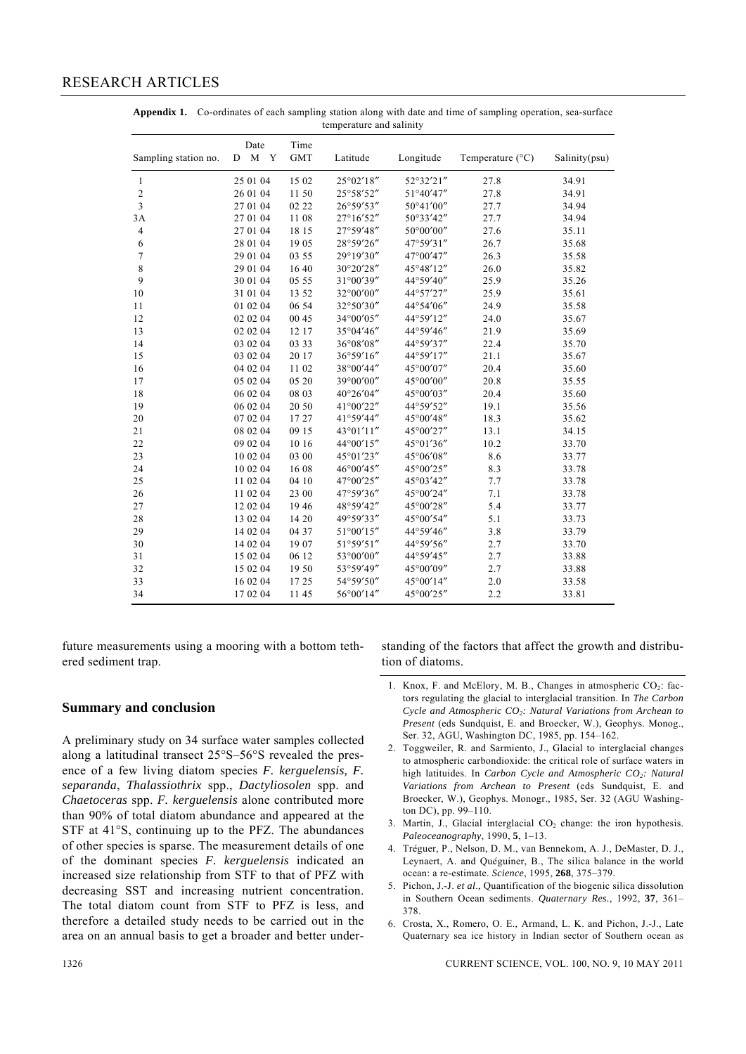**Appendix 1.** Co-ordinates of each sampling station along with date and time of sampling operation, sea-surface temperature and salinity

| Sampling station no. | Date D M Y | Time GMT | Latitude | Longitude | Temperature (°C) | Salinity(psu) |
|---|---|---|---|---|---|---|
| 1 | 25 01 04 | 15 02 | 25°02′18″ | 52°32′21″ | 27.8 | 34.91 |
| 2 | 26 01 04 | 11 50 | 25°58′52″ | 51°40′47″ | 27.8 | 34.91 |
| 3 | 27 01 04 | 02 22 | 26°59′53″ | 50°41′00″ | 27.7 | 34.94 |
| 3A | 27 01 04 | 11 08 | 27°16′52″ | 50°33′42″ | 27.7 | 34.94 |
| 4 | 27 01 04 | 18 15 | 27°59′48″ | 50°00′00″ | 27.6 | 35.11 |
| 6 | 28 01 04 | 19 05 | 28°59′26″ | 47°59′31″ | 26.7 | 35.68 |
| 7 | 29 01 04 | 03 55 | 29°19′30″ | 47°00′47″ | 26.3 | 35.58 |
| 8 | 29 01 04 | 16 40 | 30°20′28″ | 45°48′12″ | 26.0 | 35.82 |
| 9 | 30 01 04 | 05 55 | 31°00′39″ | 44°59′40″ | 25.9 | 35.26 |
| 10 | 31 01 04 | 13 52 | 32°00′00″ | 44°57′27″ | 25.9 | 35.61 |
| 11 | 01 02 04 | 06 54 | 32°50′30″ | 44°54′06″ | 24.9 | 35.58 |
| 12 | 02 02 04 | 00 45 | 34°00′05″ | 44°59′12″ | 24.0 | 35.67 |
| 13 | 02 02 04 | 12 17 | 35°04′46″ | 44°59′46″ | 21.9 | 35.69 |
| 14 | 03 02 04 | 03 33 | 36°08′08″ | 44°59′37″ | 22.4 | 35.70 |
| 15 | 03 02 04 | 20 17 | 36°59′16″ | 44°59′17″ | 21.1 | 35.67 |
| 16 | 04 02 04 | 11 02 | 38°00′44″ | 45°00′07″ | 20.4 | 35.60 |
| 17 | 05 02 04 | 05 20 | 39°00′00″ | 45°00′00″ | 20.8 | 35.55 |
| 18 | 06 02 04 | 08 03 | 40°26′04″ | 45°00′03″ | 20.4 | 35.60 |
| 19 | 06 02 04 | 20 50 | 41°00′22″ | 44°59′52″ | 19.1 | 35.56 |
| 20 | 07 02 04 | 17 27 | 41°59′44″ | 45°00′48″ | 18.3 | 35.62 |
| 21 | 08 02 04 | 09 15 | 43°01′11″ | 45°00′27″ | 13.1 | 34.15 |
| 22 | 09 02 04 | 10 16 | 44°00′15″ | 45°01′36″ | 10.2 | 33.70 |
| 23 | 10 02 04 | 03 00 | 45°01′23″ | 45°06′08″ | 8.6 | 33.77 |
| 24 | 10 02 04 | 16 08 | 46°00′45″ | 45°00′25″ | 8.3 | 33.78 |
| 25 | 11 02 04 | 04 10 | 47°00′25″ | 45°03′42″ | 7.7 | 33.78 |
| 26 | 11 02 04 | 23 00 | 47°59′36″ | 45°00′24″ | 7.1 | 33.78 |
| 27 | 12 02 04 | 19 46 | 48°59′42″ | 45°00′28″ | 5.4 | 33.77 |
| 28 | 13 02 04 | 14 20 | 49°59′33″ | 45°00′54″ | 5.1 | 33.73 |
| 29 | 14 02 04 | 04 37 | 51°00′15″ | 44°59′46″ | 3.8 | 33.79 |
| 30 | 14 02 04 | 19 07 | 51°59′51″ | 44°59′56″ | 2.7 | 33.70 |
| 31 | 15 02 04 | 06 12 | 53°00′00″ | 44°59′45″ | 2.7 | 33.88 |
| 32 | 15 02 04 | 19 50 | 53°59′49″ | 45°00′09″ | 2.7 | 33.88 |
| 33 | 16 02 04 | 17 25 | 54°59′50″ | 45°00′14″ | 2.0 | 33.58 |
| 34 | 17 02 04 | 11 45 | 56°00′14″ | 45°00′25″ | 2.2 | 33.81 |

future measurements using a mooring with a bottom tethered sediment trap.

## Summary and conclusion

A preliminary study on 34 surface water samples collected along a latitudinal transect 25°S–56°S revealed the presence of a few living diatom species *F. kerguelensis, F. separanda*, *Thalassiothrix* spp., *Dactyliosolen* spp. and *Chaetoceras* spp. *F. kerguelensis* alone contributed more than 90% of total diatom abundance and appeared at the STF at 41°S, continuing up to the PFZ. The abundances of other species is sparse. The measurement details of one of the dominant species *F. kerguelensis* indicated an increased size relationship from STF to that of PFZ with decreasing SST and increasing nutrient concentration. The total diatom count from STF to PFZ is less, and therefore a detailed study needs to be carried out in the area on an annual basis to get a broader and better understanding of the factors that affect the growth and distribution of diatoms.

1. Knox, F. and McElory, M. B., Changes in atmospheric $CO_2$: factors regulating the glacial to interglacial transition. In *The Carbon Cycle and Atmospheric $CO_2$: Natural Variations from Archean to Present* (eds Sundquist, E. and Broecker, W.), Geophys. Monog., Ser. 32, AGU, Washington DC, 1985, pp. 154–162.
2. Toggweiler, R. and Sarmiento, J., Glacial to interglacial changes to atmospheric carbondioxide: the critical role of surface waters in high latituides. In *Carbon Cycle and Atmospheric $CO_2$: Natural Variations from Archean to Present* (eds Sundquist, E. and Broecker, W.), Geophys. Monogr., 1985, Ser. 32 (AGU Washington DC), pp. 99–110.
3. Martin, J., Glacial interglacial $CO_2$ change: the iron hypothesis. *Paleoceanography*, 1990, **5**, 1–13.
4. Tréguer, P., Nelson, D. M., van Bennekom, A. J., DeMaster, D. J., Leynaert, A. and Quéguiner, B., The silica balance in the world ocean: a re-estimate. *Science*, 1995, **268**, 375–379.
5. Pichon, J.-J. *et al*., Quantification of the biogenic silica dissolution in Southern Ocean sediments. *Quaternary Res.*, 1992, **37**, 361–378.
6. Crosta, X., Romero, O. E., Armand, L. K. and Pichon, J.-J., Late Quaternary sea ice history in Indian sector of Southern ocean as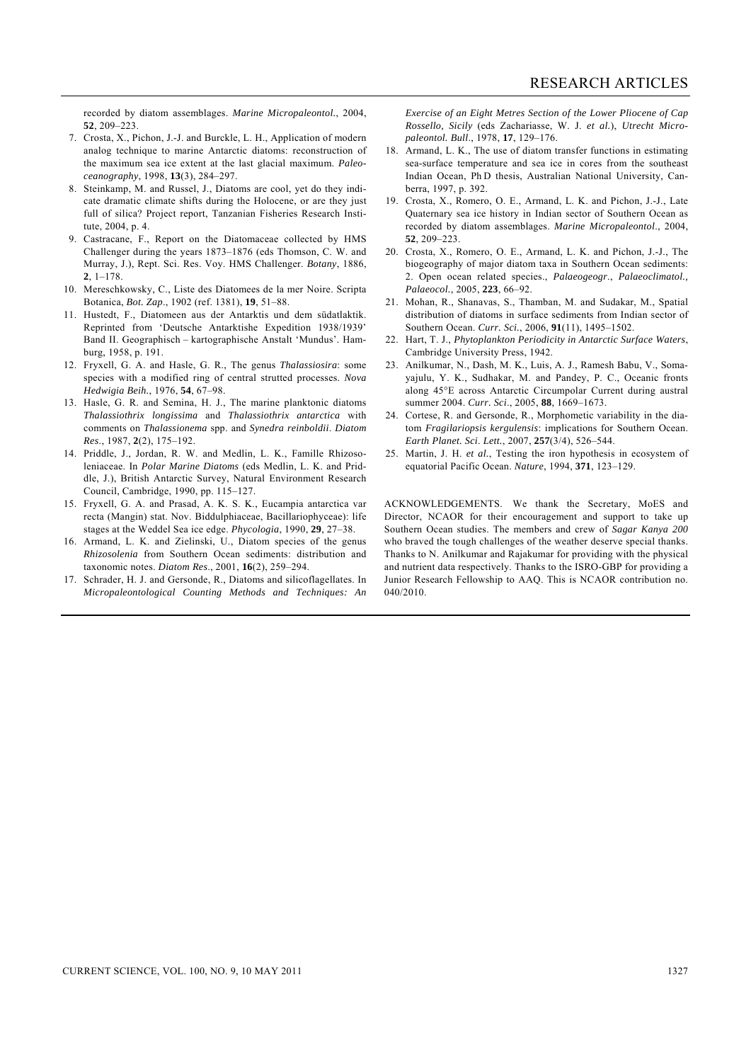recorded by diatom assemblages. *Marine Micropaleontol.*, 2004, **52**, 209–223.

7. Crosta, X., Pichon, J.-J. and Burckle, L. H., Application of modern analog technique to marine Antarctic diatoms: reconstruction of the maximum sea ice extent at the last glacial maximum. *Paleoceanography*, 1998, **13**(3), 284–297.
8. Steinkamp, M. and Russel, J., Diatoms are cool, yet do they indicate dramatic climate shifts during the Holocene, or are they just full of silica? Project report, Tanzanian Fisheries Research Institute, 2004, p. 4.
9. Castracane, F., Report on the Diatomaceae collected by HMS Challenger during the years 1873–1876 (eds Thomson, C. W. and Murray, J.), Rept. Sci. Res. Voy. HMS Challenger. *Botany*, 1886, **2**, 1–178.
10. Mereschkowsky, C., Liste des Diatomees de la mer Noire. Scripta Botanica, *Bot. Zap*., 1902 (ref. 1381), **19**, 51–88.
11. Hustedt, F., Diatomeen aus der Antarktis und dem südatlaktik. Reprinted from 'Deutsche Antarktishe Expedition 1938/1939' Band II. Geographisch – kartographische Anstalt 'Mundus'. Hamburg, 1958, p. 191.
12. Fryxell, G. A. and Hasle, G. R., The genus *Thalassiosira*: some species with a modified ring of central strutted processes. *Nova Hedwigia Beih.*, 1976, **54**, 67–98.
13. Hasle, G. R. and Semina, H. J., The marine planktonic diatoms *Thalassiothrix longissima* and *Thalassiothrix antarctica* with comments on *Thalassionema* spp. and *Synedra reinboldii*. *Diatom Res*., 1987, **2**(2), 175–192.
14. Priddle, J., Jordan, R. W. and Medlin, L. K., Famille Rhizosoleniaceae. In *Polar Marine Diatoms* (eds Medlin, L. K. and Priddle, J.), British Antarctic Survey, Natural Environment Research Council, Cambridge, 1990, pp. 115–127.
15. Fryxell, G. A. and Prasad, A. K. S. K., Eucampia antarctica var recta (Mangin) stat. Nov. Biddulphiaceae, Bacillariophyceae): life stages at the Weddel Sea ice edge. *Phycologia*, 1990, **29**, 27–38.
16. Armand, L. K. and Zielinski, U., Diatom species of the genus *Rhizosolenia* from Southern Ocean sediments: distribution and taxonomic notes. *Diatom Res*., 2001, **16**(2), 259–294.
17. Schrader, H. J. and Gersonde, R., Diatoms and silicoflagellates. In *Micropaleontological Counting Methods and Techniques: An Exercise of an Eight Metres Section of the Lower Pliocene of Cap Rossello, Sicily* (eds Zachariasse, W. J. *et al.*), *Utrecht Micropaleontol. Bull*., 1978, **17**, 129–176.
18. Armand, L. K., The use of diatom transfer functions in estimating sea-surface temperature and sea ice in cores from the southeast Indian Ocean, Ph D thesis, Australian National University, Canberra, 1997, p. 392.
19. Crosta, X., Romero, O. E., Armand, L. K. and Pichon, J.-J., Late Quaternary sea ice history in Indian sector of Southern Ocean as recorded by diatom assemblages. *Marine Micropaleontol*., 2004, **52**, 209–223.
20. Crosta, X., Romero, O. E., Armand, L. K. and Pichon, J.-J., The biogeography of major diatom taxa in Southern Ocean sediments: 2. Open ocean related species., *Palaeogeogr*., *Palaeoclimatol., Palaeocol.*, 2005, **223**, 66–92.
21. Mohan, R., Shanavas, S., Thamban, M. and Sudakar, M., Spatial distribution of diatoms in surface sediments from Indian sector of Southern Ocean. *Curr. Sci.*, 2006, **91**(11), 1495–1502.
22. Hart, T. J., *Phytoplankton Periodicity in Antarctic Surface Waters*, Cambridge University Press, 1942.
23. Anilkumar, N., Dash, M. K., Luis, A. J., Ramesh Babu, V., Somayajulu, Y. K., Sudhakar, M. and Pandey, P. C., Oceanic fronts along 45°E across Antarctic Circumpolar Current during austral summer 2004. *Curr. Sci*., 2005, **88**, 1669–1673.
24. Cortese, R. and Gersonde, R., Morphometic variability in the diatom *Fragilariopsis kergulensis*: implications for Southern Ocean. *Earth Planet. Sci. Lett.*, 2007, **257**(3/4), 526–544.
25. Martin, J. H. *et al*., Testing the iron hypothesis in ecosystem of equatorial Pacific Ocean. *Nature*, 1994, **371**, 123–129.

ACKNOWLEDGEMENTS. We thank the Secretary, MoES and Director, NCAOR for their encouragement and support to take up Southern Ocean studies. The members and crew of *Sagar Kanya 200* who braved the tough challenges of the weather deserve special thanks. Thanks to N. Anilkumar and Rajakumar for providing with the physical and nutrient data respectively. Thanks to the ISRO-GBP for providing a Junior Research Fellowship to AAQ. This is NCAOR contribution no. 040/2010.